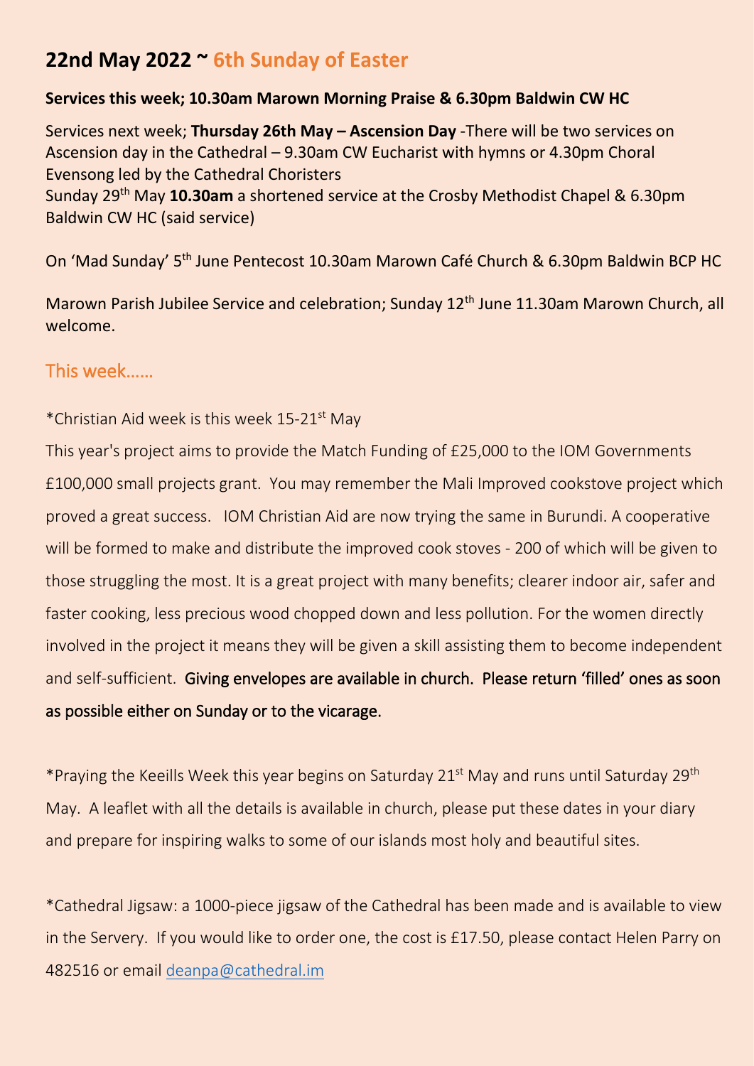## 22nd May 2022 ~ 6th Sunday of Easter

**Services this week; 10.30am Marown Morning Praise & 6.30pm Baldwin CW HC**

Services next week; **Thursday 26th May – Ascension Day** -There will be two services on Ascension day in the Cathedral – 9.30am CW Eucharist with hymns or 4.30pm Choral Evensong led by the Cathedral Choristers
Sunday 29th May **10.30am** a shortened service at the Crosby Methodist Chapel & 6.30pm Baldwin CW HC (said service)

On 'Mad Sunday' 5th June Pentecost 10.30am Marown Café Church & 6.30pm Baldwin BCP HC

Marown Parish Jubilee Service and celebration; Sunday 12th June 11.30am Marown Church, all welcome.

### This week……

*Christian Aid week is this week 15-21st May

This year's project aims to provide the Match Funding of £25,000 to the IOM Governments £100,000 small projects grant. You may remember the Mali Improved cookstove project which proved a great success. IOM Christian Aid are now trying the same in Burundi. A cooperative will be formed to make and distribute the improved cook stoves - 200 of which will be given to those struggling the most. It is a great project with many benefits; clearer indoor air, safer and faster cooking, less precious wood chopped down and less pollution. For the women directly involved in the project it means they will be given a skill assisting them to become independent and self-sufficient. Giving envelopes are available in church. Please return 'filled' ones as soon as possible either on Sunday or to the vicarage.

*Praying the Keeills Week this year begins on Saturday 21st May and runs until Saturday 29th May. A leaflet with all the details is available in church, please put these dates in your diary and prepare for inspiring walks to some of our islands most holy and beautiful sites.

*Cathedral Jigsaw: a 1000-piece jigsaw of the Cathedral has been made and is available to view in the Servery. If you would like to order one, the cost is £17.50, please contact Helen Parry on 482516 or email deanpa@cathedral.im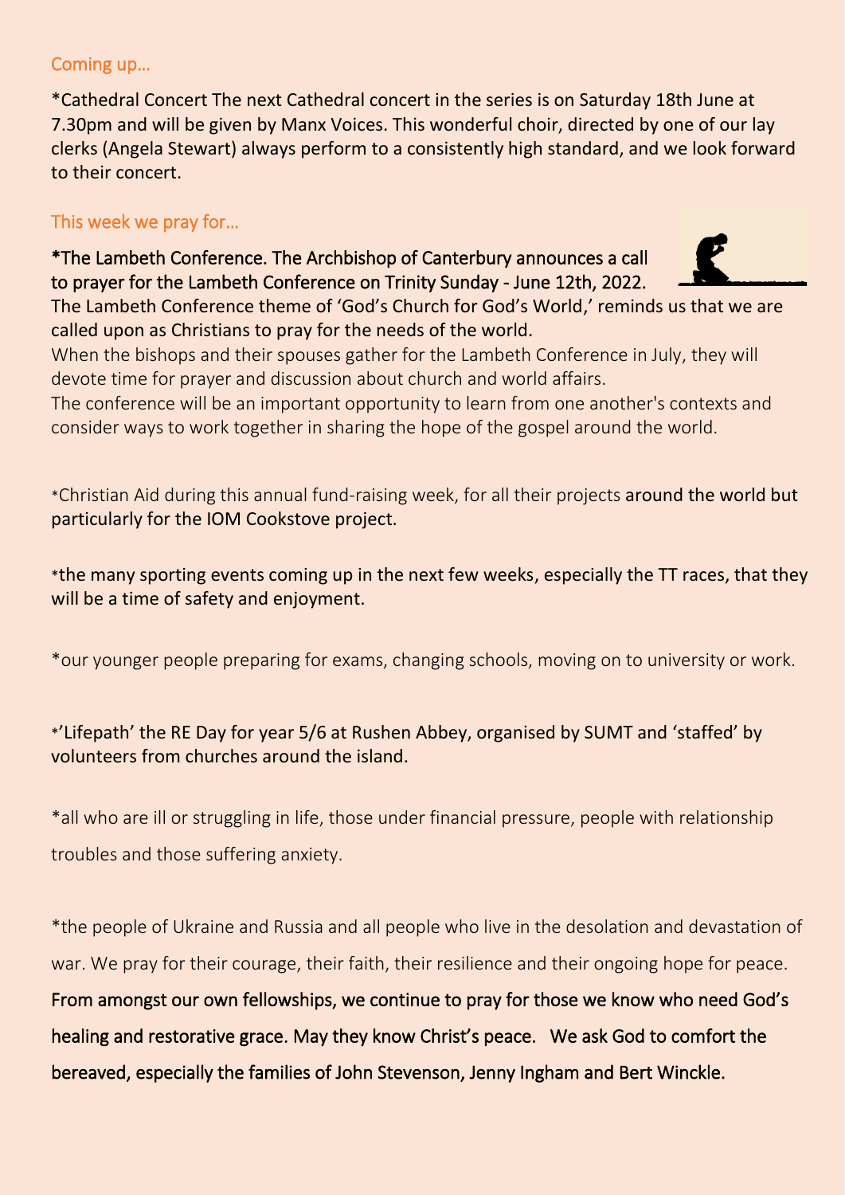## Coming up…

*Cathedral Concert The next Cathedral concert in the series is on Saturday 18th June at 7.30pm and will be given by Manx Voices. This wonderful choir, directed by one of our lay clerks (Angela Stewart) always perform to a consistently high standard, and we look forward to their concert.

## This week we pray for…

*The Lambeth Conference. The Archbishop of Canterbury announces a call to prayer for the Lambeth Conference on Trinity Sunday - June 12th, 2022. The Lambeth Conference theme of 'God's Church for God's World,' reminds us that we are called upon as Christians to pray for the needs of the world.
When the bishops and their spouses gather for the Lambeth Conference in July, they will devote time for prayer and discussion about church and world affairs.
The conference will be an important opportunity to learn from one another's contexts and consider ways to work together in sharing the hope of the gospel around the world.

*Christian Aid during this annual fund-raising week, for all their projects around the world but particularly for the IOM Cookstove project.

*the many sporting events coming up in the next few weeks, especially the TT races, that they will be a time of safety and enjoyment.

*our younger people preparing for exams, changing schools, moving on to university or work.

*'Lifepath' the RE Day for year 5/6 at Rushen Abbey, organised by SUMT and 'staffed' by volunteers from churches around the island.

*all who are ill or struggling in life, those under financial pressure, people with relationship troubles and those suffering anxiety.

*the people of Ukraine and Russia and all people who live in the desolation and devastation of war. We pray for their courage, their faith, their resilience and their ongoing hope for peace.
From amongst our own fellowships, we continue to pray for those we know who need God's healing and restorative grace. May they know Christ's peace. We ask God to comfort the bereaved, especially the families of John Stevenson, Jenny Ingham and Bert Winckle.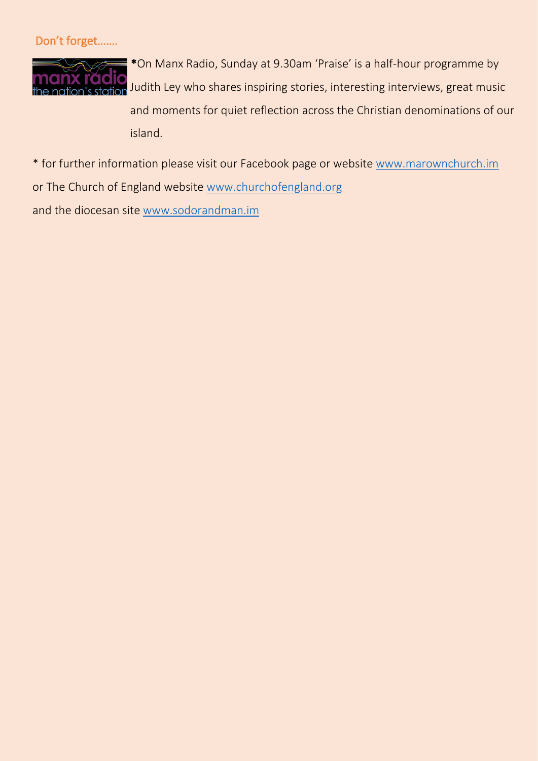Don't forget…….

***On Manx Radio, Sunday at 9.30am 'Praise' is a half-hour programme by Judith Ley who shares inspiring stories, interesting interviews, great music and moments for quiet reflection across the Christian denominations of our island.

* for further information please visit our Facebook page or website www.marownchurch.im
or The Church of England website www.churchofengland.org
and the diocesan site www.sodorandman.im